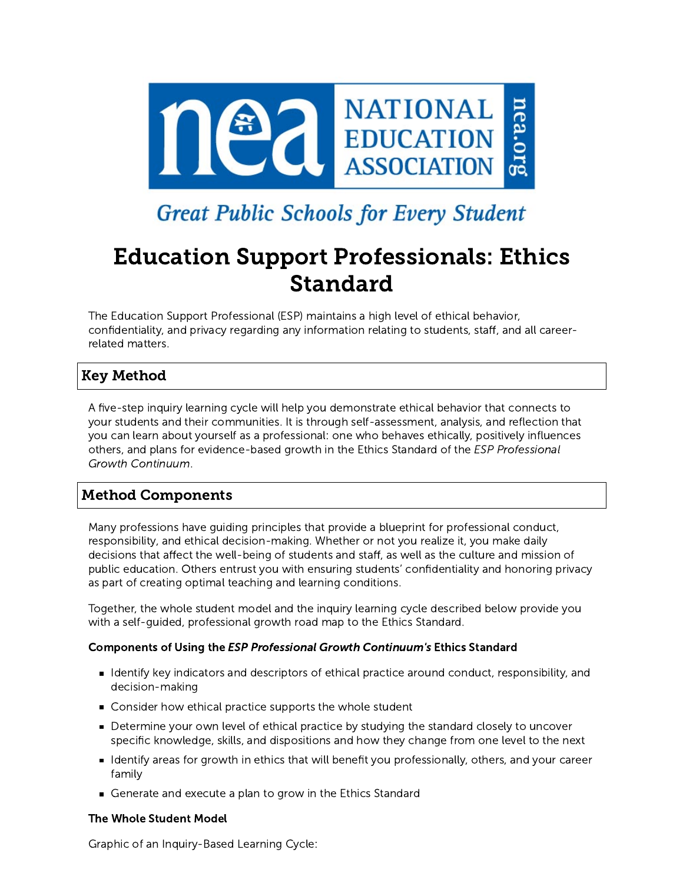# Education Support Professionals: Ethics Standard

The Education Support Professional (ESP) maintains a high level of ethical behavior, confidentiality, and privacy regarding any information relating to students, staff, and all career-related matters.

## Key Method

A five-step inquiry learning cycle will help you demonstrate ethical behavior that connects to your students and their communities. It is through self-assessment, analysis, and reflection that you can learn about yourself as a professional: one who behaves ethically, positively influences others, and plans for evidence-based growth in the Ethics Standard of the *ESP Professional Growth Continuum*.

## Method Components

Many professions have guiding principles that provide a blueprint for professional conduct, responsibility, and ethical decision-making. Whether or not you realize it, you make daily decisions that affect the well-being of students and staff, as well as the culture and mission of public education. Others entrust you with ensuring students' confidentiality and honoring privacy as part of creating optimal teaching and learning conditions.

Together, the whole student model and the inquiry learning cycle described below provide you with a self-guided, professional growth road map to the Ethics Standard.

**Components of Using the *ESP Professional Growth Continuum's* Ethics Standard**

- Identify key indicators and descriptors of ethical practice around conduct, responsibility, and decision-making
- Consider how ethical practice supports the whole student
- Determine your own level of ethical practice by studying the standard closely to uncover specific knowledge, skills, and dispositions and how they change from one level to the next
- Identify areas for growth in ethics that will benefit you professionally, others, and your career family
- Generate and execute a plan to grow in the Ethics Standard

**The Whole Student Model**

Graphic of an Inquiry-Based Learning Cycle: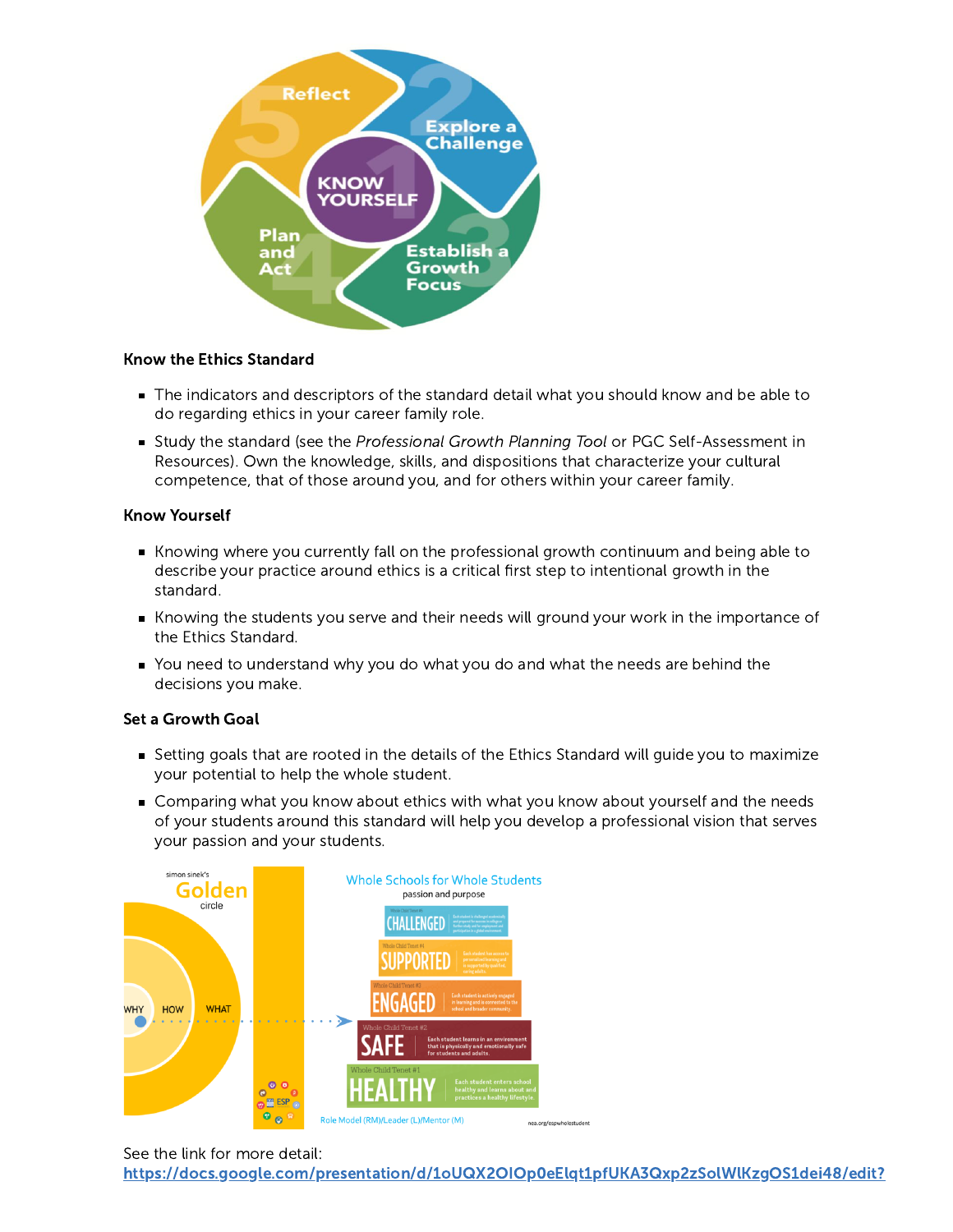**Know the Ethics Standard**

- The indicators and descriptors of the standard detail what you should know and be able to do regarding ethics in your career family role.
- Study the standard (see the *Professional Growth Planning Tool* or PGC Self-Assessment in Resources). Own the knowledge, skills, and dispositions that characterize your cultural competence, that of those around you, and for others within your career family.

**Know Yourself**

- Knowing where you currently fall on the professional growth continuum and being able to describe your practice around ethics is a critical first step to intentional growth in the standard.
- Knowing the students you serve and their needs will ground your work in the importance of the Ethics Standard.
- You need to understand why you do what you do and what the needs are behind the decisions you make.

**Set a Growth Goal**

- Setting goals that are rooted in the details of the Ethics Standard will guide you to maximize your potential to help the whole student.
- Comparing what you know about ethics with what you know about yourself and the needs of your students around this standard will help you develop a professional vision that serves your passion and your students.

See the link for more detail:
https://docs.google.com/presentation/d/1oUQX2OIOp0eElqt1pfUKA3Qxp2zSolWlKzgOS1dei48/edit?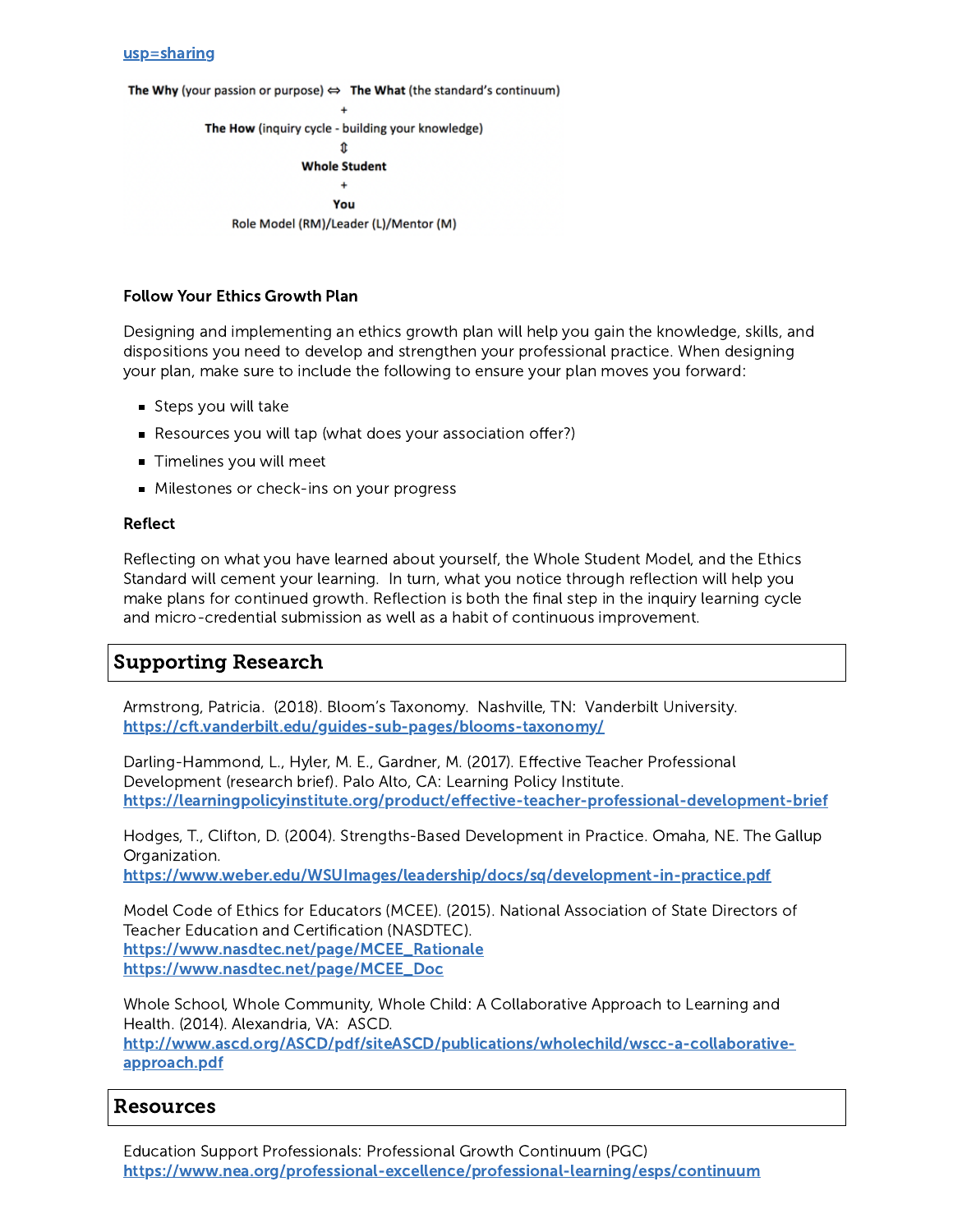usp=sharing

**The Why** (your passion or purpose) ⇔ **The What** (the standard's continuum)

+

**The How** (inquiry cycle - building your knowledge)

⇕

**Whole Student**

+

**You**

Role Model (RM)/Leader (L)/Mentor (M)

**Follow Your Ethics Growth Plan**

Designing and implementing an ethics growth plan will help you gain the knowledge, skills, and dispositions you need to develop and strengthen your professional practice. When designing your plan, make sure to include the following to ensure your plan moves you forward:

- Steps you will take
- Resources you will tap (what does your association offer?)
- Timelines you will meet
- Milestones or check-ins on your progress

**Reflect**

Reflecting on what you have learned about yourself, the Whole Student Model, and the Ethics Standard will cement your learning. In turn, what you notice through reflection will help you make plans for continued growth. Reflection is both the final step in the inquiry learning cycle and micro-credential submission as well as a habit of continuous improvement.

## Supporting Research

Armstrong, Patricia. (2018). Bloom's Taxonomy. Nashville, TN: Vanderbilt University. https://cft.vanderbilt.edu/guides-sub-pages/blooms-taxonomy/

Darling-Hammond, L., Hyler, M. E., Gardner, M. (2017). Effective Teacher Professional Development (research brief). Palo Alto, CA: Learning Policy Institute. https://learningpolicyinstitute.org/product/effective-teacher-professional-development-brief

Hodges, T., Clifton, D. (2004). Strengths-Based Development in Practice. Omaha, NE. The Gallup Organization. https://www.weber.edu/WSUImages/leadership/docs/sq/development-in-practice.pdf

Model Code of Ethics for Educators (MCEE). (2015). National Association of State Directors of Teacher Education and Certification (NASDTEC). https://www.nasdtec.net/page/MCEE_Rationale https://www.nasdtec.net/page/MCEE_Doc

Whole School, Whole Community, Whole Child: A Collaborative Approach to Learning and Health. (2014). Alexandria, VA: ASCD. http://www.ascd.org/ASCD/pdf/siteASCD/publications/wholechild/wscc-a-collaborative-approach.pdf

## Resources

Education Support Professionals: Professional Growth Continuum (PGC) https://www.nea.org/professional-excellence/professional-learning/esps/continuum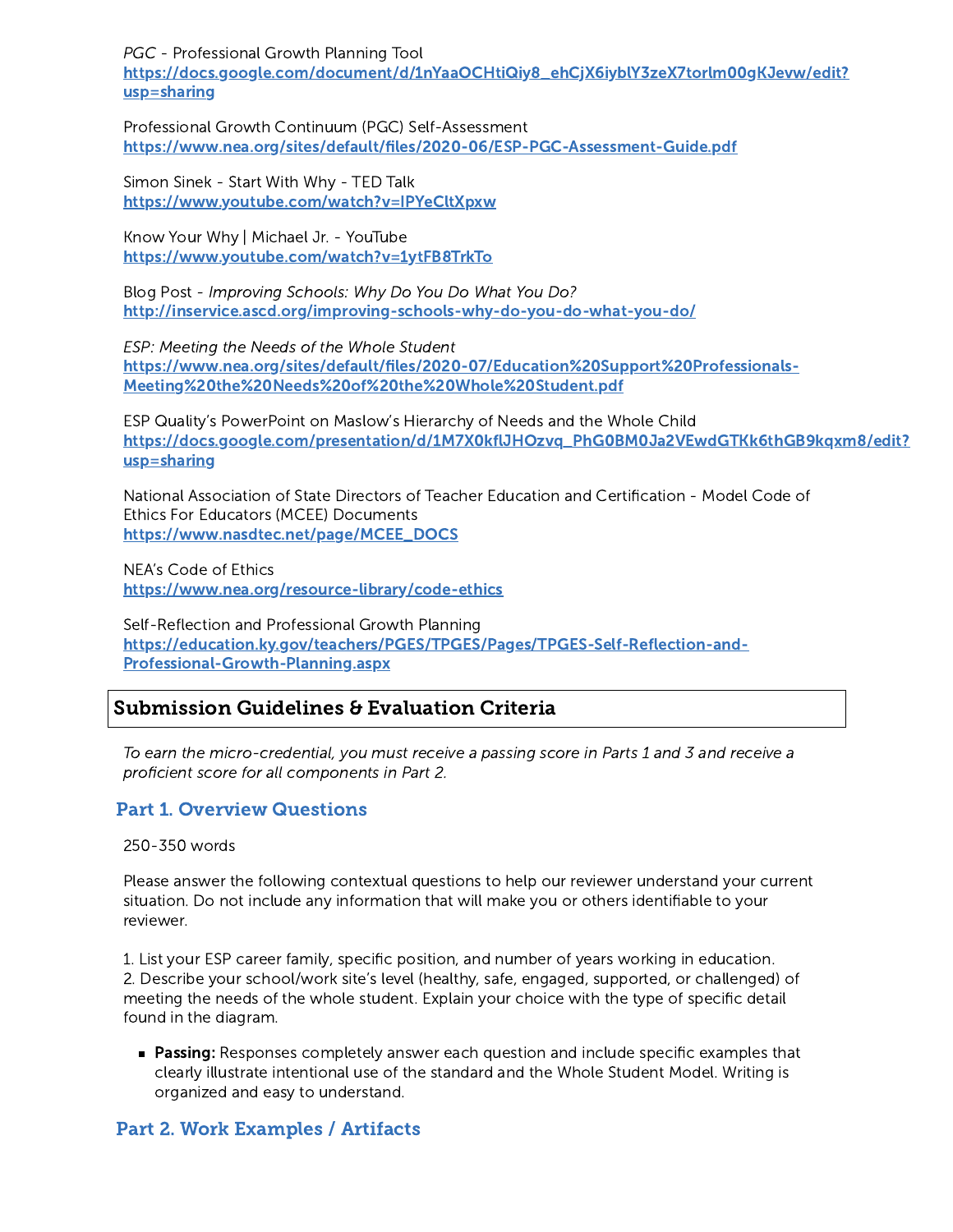*PGC* - Professional Growth Planning Tool
[https://docs.google.com/document/d/1nYaaOCHtiQiy8_ehCjX6iyblY3zeX7torlm00gKJevw/edit?usp=sharing](https://docs.google.com/document/d/1nYaaOCHtiQiy8_ehCjX6iyblY3zeX7torlm00gKJevw/edit?usp=sharing)

Professional Growth Continuum (PGC) Self-Assessment
[https://www.nea.org/sites/default/files/2020-06/ESP-PGC-Assessment-Guide.pdf](https://www.nea.org/sites/default/files/2020-06/ESP-PGC-Assessment-Guide.pdf)

Simon Sinek - Start With Why - TED Talk
[https://www.youtube.com/watch?v=IPYeCltXpxw](https://www.youtube.com/watch?v=IPYeCltXpxw)

Know Your Why | Michael Jr. - YouTube
[https://www.youtube.com/watch?v=1ytFB8TrkTo](https://www.youtube.com/watch?v=1ytFB8TrkTo)

Blog Post - *Improving Schools: Why Do You Do What You Do?*
[http://inservice.ascd.org/improving-schools-why-do-you-do-what-you-do/](http://inservice.ascd.org/improving-schools-why-do-you-do-what-you-do/)

*ESP: Meeting the Needs of the Whole Student*
[https://www.nea.org/sites/default/files/2020-07/Education%20Support%20Professionals-Meeting%20the%20Needs%20of%20the%20Whole%20Student.pdf](https://www.nea.org/sites/default/files/2020-07/Education%20Support%20Professionals-Meeting%20the%20Needs%20of%20the%20Whole%20Student.pdf)

ESP Quality's PowerPoint on Maslow's Hierarchy of Needs and the Whole Child
[https://docs.google.com/presentation/d/1M7X0kflJHOzvq_PhG0BM0Ja2VEwdGTKk6thGB9kqxm8/edit?usp=sharing](https://docs.google.com/presentation/d/1M7X0kflJHOzvq_PhG0BM0Ja2VEwdGTKk6thGB9kqxm8/edit?usp=sharing)

National Association of State Directors of Teacher Education and Certification - Model Code of Ethics For Educators (MCEE) Documents
[https://www.nasdtec.net/page/MCEE_DOCS](https://www.nasdtec.net/page/MCEE_DOCS)

NEA's Code of Ethics
[https://www.nea.org/resource-library/code-ethics](https://www.nea.org/resource-library/code-ethics)

Self-Reflection and Professional Growth Planning
[https://education.ky.gov/teachers/PGES/TPGES/Pages/TPGES-Self-Reflection-and-Professional-Growth-Planning.aspx](https://education.ky.gov/teachers/PGES/TPGES/Pages/TPGES-Self-Reflection-and-Professional-Growth-Planning.aspx)

## Submission Guidelines & Evaluation Criteria

*To earn the micro-credential, you must receive a passing score in Parts 1 and 3 and receive a proficient score for all components in Part 2.*

### Part 1. Overview Questions

250-350 words

Please answer the following contextual questions to help our reviewer understand your current situation. Do not include any information that will make you or others identifiable to your reviewer.

1. List your ESP career family, specific position, and number of years working in education.
2. Describe your school/work site's level (healthy, safe, engaged, supported, or challenged) of meeting the needs of the whole student. Explain your choice with the type of specific detail found in the diagram.

- **Passing:** Responses completely answer each question and include specific examples that clearly illustrate intentional use of the standard and the Whole Student Model. Writing is organized and easy to understand.

### Part 2. Work Examples / Artifacts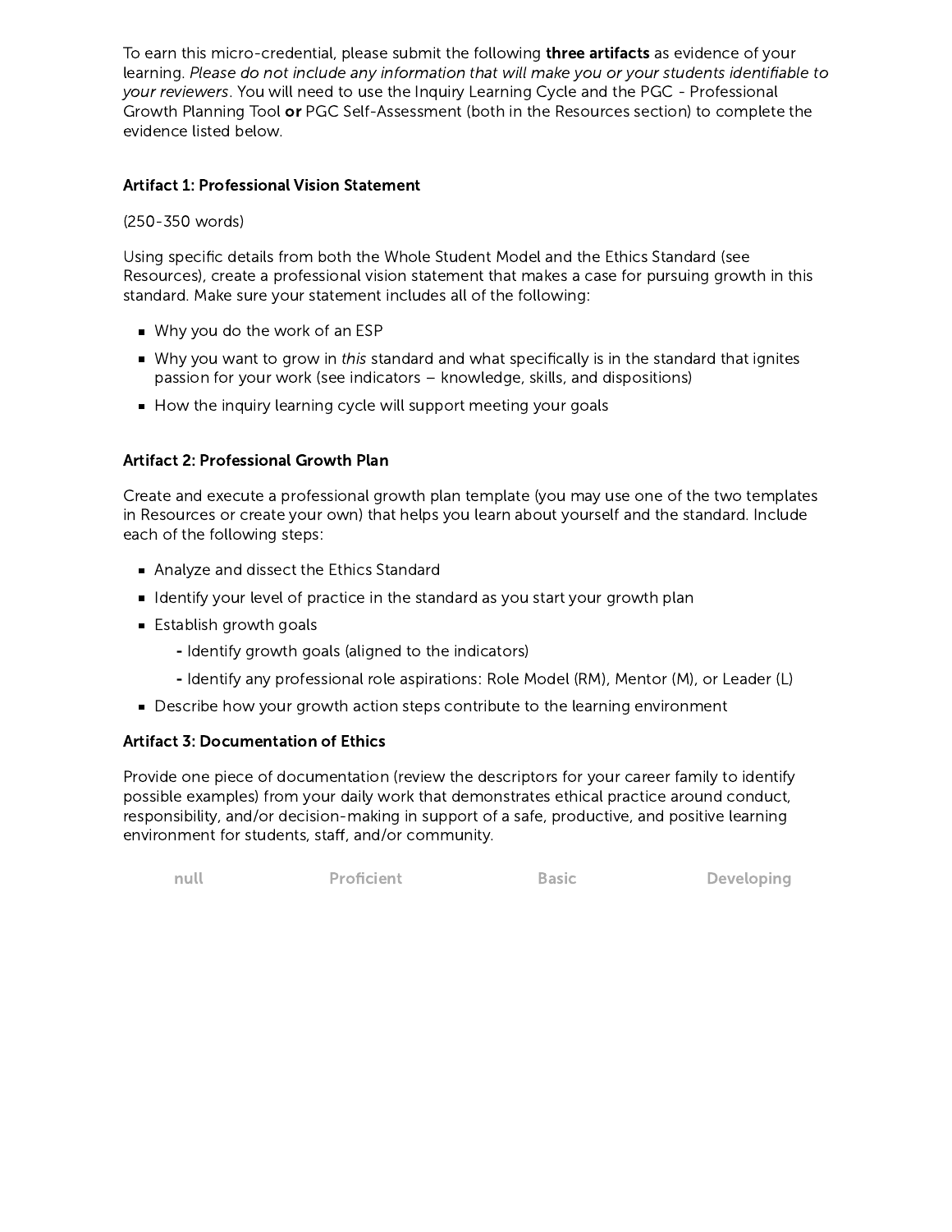To earn this micro-credential, please submit the following **three artifacts** as evidence of your learning. *Please do not include any information that will make you or your students identifiable to your reviewers*. You will need to use the Inquiry Learning Cycle and the PGC - Professional Growth Planning Tool **or** PGC Self-Assessment (both in the Resources section) to complete the evidence listed below.

**Artifact 1: Professional Vision Statement**

(250-350 words)

Using specific details from both the Whole Student Model and the Ethics Standard (see Resources), create a professional vision statement that makes a case for pursuing growth in this standard. Make sure your statement includes all of the following:

- Why you do the work of an ESP
- Why you want to grow in *this* standard and what specifically is in the standard that ignites passion for your work (see indicators – knowledge, skills, and dispositions)
- How the inquiry learning cycle will support meeting your goals

**Artifact 2: Professional Growth Plan**

Create and execute a professional growth plan template (you may use one of the two templates in Resources or create your own) that helps you learn about yourself and the standard. Include each of the following steps:

- Analyze and dissect the Ethics Standard
- Identify your level of practice in the standard as you start your growth plan
- Establish growth goals
  - Identify growth goals (aligned to the indicators)
  - Identify any professional role aspirations: Role Model (RM), Mentor (M), or Leader (L)
- Describe how your growth action steps contribute to the learning environment

**Artifact 3: Documentation of Ethics**

Provide one piece of documentation (review the descriptors for your career family to identify possible examples) from your daily work that demonstrates ethical practice around conduct, responsibility, and/or decision-making in support of a safe, productive, and positive learning environment for students, staff, and/or community.

| null | Proficient | Basic | Developing |
|---|---|---|---|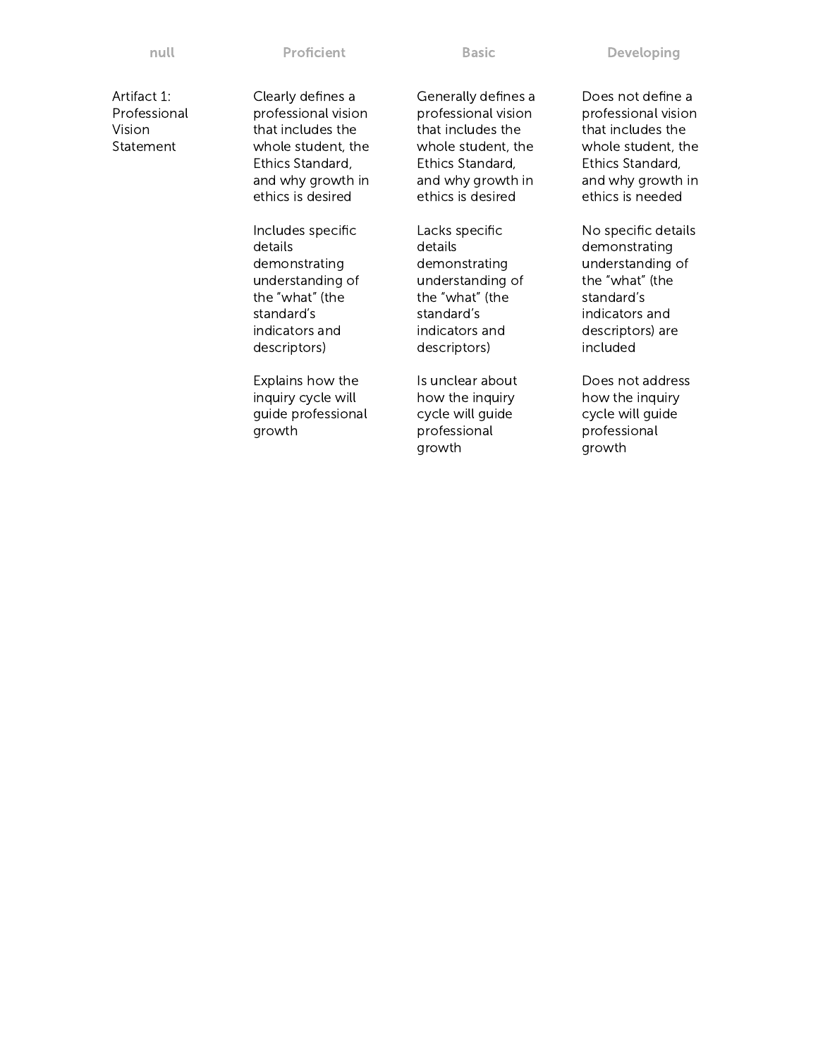| null | Proficient | Basic | Developing |
|---|---|---|---|
| Artifact 1: Professional Vision Statement | Clearly defines a professional vision that includes the whole student, the Ethics Standard, and why growth in ethics is desired<br><br>Includes specific details demonstrating understanding of the "what" (the standard's indicators and descriptors)<br><br>Explains how the inquiry cycle will guide professional growth | Generally defines a professional vision that includes the whole student, the Ethics Standard, and why growth in ethics is desired<br><br>Lacks specific details demonstrating understanding of the "what" (the standard's indicators and descriptors)<br><br>Is unclear about how the inquiry cycle will guide professional growth | Does not define a professional vision that includes the whole student, the Ethics Standard, and why growth in ethics is needed<br><br>No specific details demonstrating understanding of the "what" (the standard's indicators and descriptors) are included<br><br>Does not address how the inquiry cycle will guide professional growth |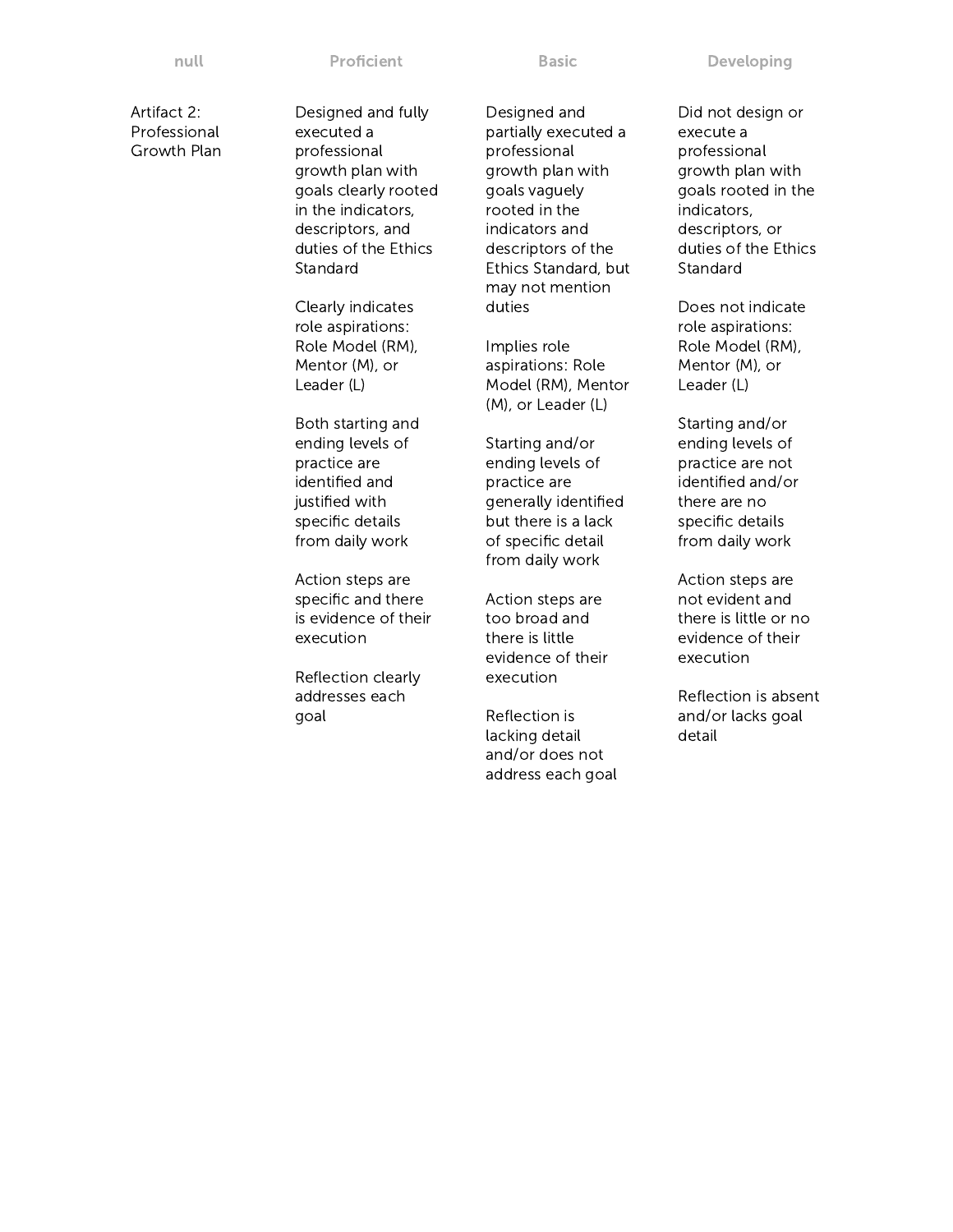| null | Proficient | Basic | Developing |
| --- | --- | --- | --- |
| Artifact 2: Professional Growth Plan | Designed and fully executed a professional growth plan with goals clearly rooted in the indicators, descriptors, and duties of the Ethics Standard<br><br>Clearly indicates role aspirations: Role Model (RM), Mentor (M), or Leader (L)<br><br>Both starting and ending levels of practice are identified and justified with specific details from daily work<br><br>Action steps are specific and there is evidence of their execution<br><br>Reflection clearly addresses each goal | Designed and partially executed a professional growth plan with goals vaguely rooted in the indicators and descriptors of the Ethics Standard, but may not mention duties<br><br>Implies role aspirations: Role Model (RM), Mentor (M), or Leader (L)<br><br>Starting and/or ending levels of practice are generally identified but there is a lack of specific detail from daily work<br><br>Action steps are too broad and there is little evidence of their execution<br><br>Reflection is lacking detail and/or does not address each goal | Did not design or execute a professional growth plan with goals rooted in the indicators, descriptors, or duties of the Ethics Standard<br><br>Does not indicate role aspirations: Role Model (RM), Mentor (M), or Leader (L)<br><br>Starting and/or ending levels of practice are not identified and/or there are no specific details from daily work<br><br>Action steps are not evident and there is little or no evidence of their execution<br><br>Reflection is absent and/or lacks goal detail |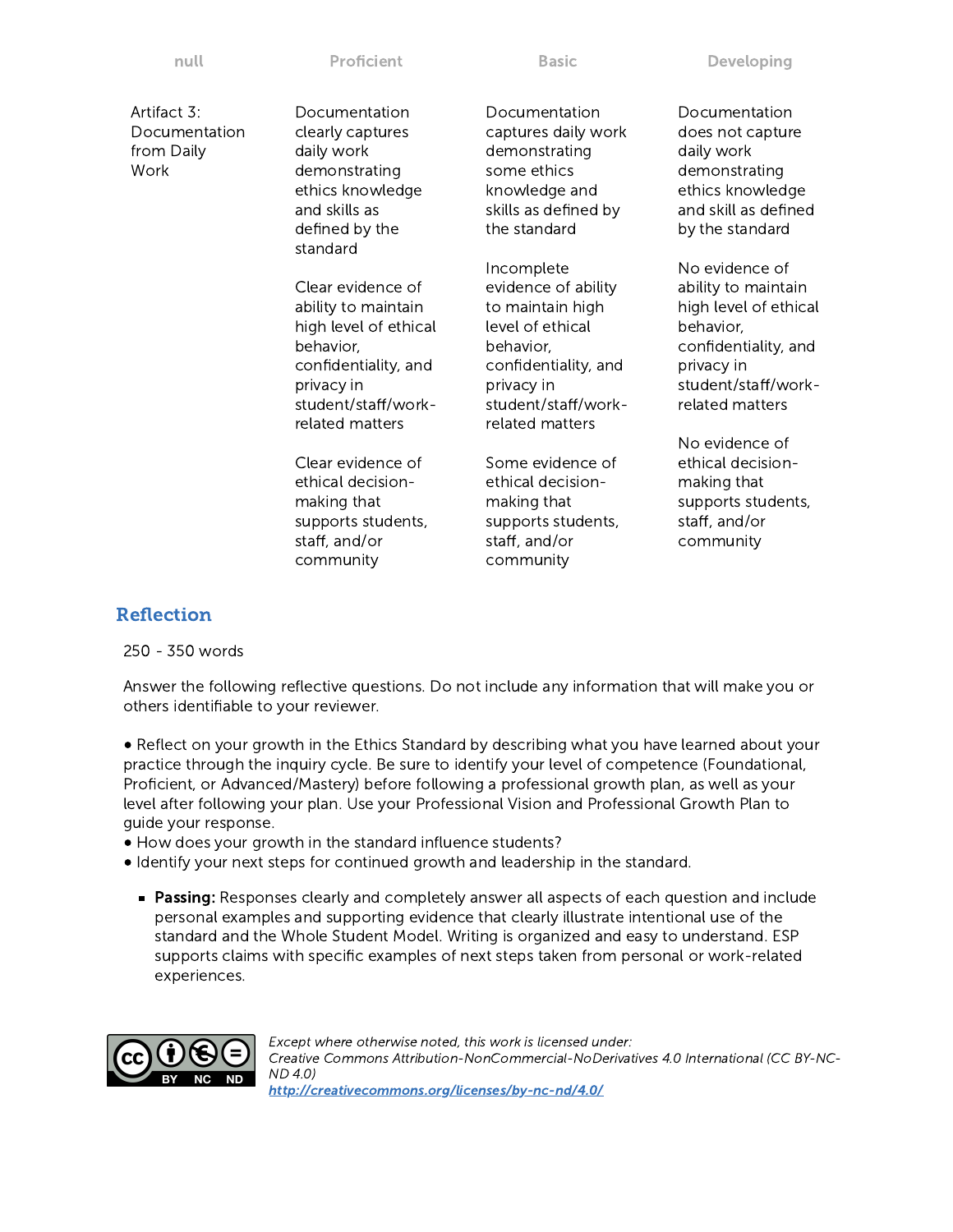| null | Proficient | Basic | Developing |
|---|---|---|---|
| Artifact 3: Documentation from Daily Work | Documentation clearly captures daily work demonstrating ethics knowledge and skills as defined by the standard<br><br>Clear evidence of ability to maintain high level of ethical behavior, confidentiality, and privacy in student/staff/work-related matters<br><br>Clear evidence of ethical decision-making that supports students, staff, and/or community | Documentation captures daily work demonstrating some ethics knowledge and skills as defined by the standard<br><br>Incomplete evidence of ability to maintain high level of ethical behavior, confidentiality, and privacy in student/staff/work-related matters<br><br>Some evidence of ethical decision-making that supports students, staff, and/or community | Documentation does not capture daily work demonstrating ethics knowledge and skill as defined by the standard<br><br>No evidence of ability to maintain high level of ethical behavior, confidentiality, and privacy in student/staff/work-related matters<br><br>No evidence of ethical decision-making that supports students, staff, and/or community |

## Reflection

250 - 350 words

Answer the following reflective questions. Do not include any information that will make you or others identifiable to your reviewer.

- Reflect on your growth in the Ethics Standard by describing what you have learned about your practice through the inquiry cycle. Be sure to identify your level of competence (Foundational, Proficient, or Advanced/Mastery) before following a professional growth plan, as well as your level after following your plan. Use your Professional Vision and Professional Growth Plan to guide your response.
- How does your growth in the standard influence students?
- Identify your next steps for continued growth and leadership in the standard.
  - **Passing:** Responses clearly and completely answer all aspects of each question and include personal examples and supporting evidence that clearly illustrate intentional use of the standard and the Whole Student Model. Writing is organized and easy to understand. ESP supports claims with specific examples of next steps taken from personal or work-related experiences.

*Except where otherwise noted, this work is licensed under: Creative Commons Attribution-NonCommercial-NoDerivatives 4.0 International (CC BY-NC-ND 4.0)* ***http://creativecommons.org/licenses/by-nc-nd/4.0/***